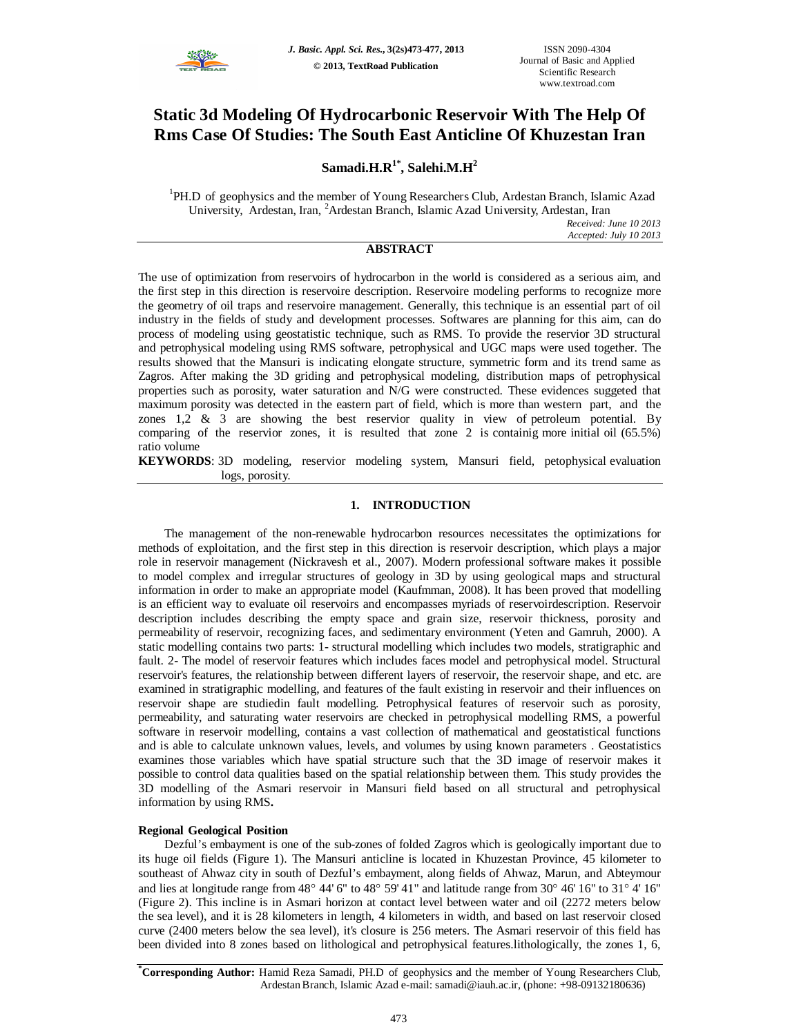# Static 3d Modeling Of Hydrocarbonic Reservoir With The Help Of Rms Case Of Studies: The South East Anticline Of Khuzestan Iran

**Samadi.H.R[1*], Salehi.M.H[2]**

[1]PH.D of geophysics and the member of Young Researchers Club, Ardestan Branch, Islamic Azad University, Ardestan, Iran, [2]Ardestan Branch, Islamic Azad University, Ardestan, Iran

*Received: June 10 2013*
*Accepted: July 10 2013*

## ABSTRACT

The use of optimization from reservoirs of hydrocarbon in the world is considered as a serious aim, and the first step in this direction is reservoire description. Reservoire modeling performs to recognize more the geometry of oil traps and reservoire management. Generally, this technique is an essential part of oil industry in the fields of study and development processes. Softwares are planning for this aim, can do process of modeling using geostatistic technique, such as RMS. To provide the reservior 3D structural and petrophysical modeling using RMS software, petrophysical and UGC maps were used together. The results showed that the Mansuri is indicating elongate structure, symmetric form and its trend same as Zagros. After making the 3D griding and petrophysical modeling, distribution maps of petrophysical properties such as porosity, water saturation and N/G were constructed. These evidences suggeted that maximum porosity was detected in the eastern part of field, which is more than western part, and the zones 1,2 & 3 are showing the best reservior quality in view of petroleum potential. By comparing of the reservior zones, it is resulted that zone 2 is containig more initial oil (65.5%) ratio volume

**KEYWORDS**: 3D modeling, reservior modeling system, Mansuri field, petophysical evaluation logs, porosity.

## 1. INTRODUCTION

The management of the non-renewable hydrocarbon resources necessitates the optimizations for methods of exploitation, and the first step in this direction is reservoir description, which plays a major role in reservoir management (Nickravesh et al., 2007). Modern professional software makes it possible to model complex and irregular structures of geology in 3D by using geological maps and structural information in order to make an appropriate model (Kaufmman, 2008). It has been proved that modelling is an efficient way to evaluate oil reservoirs and encompasses myriads of reservoirdescription. Reservoir description includes describing the empty space and grain size, reservoir thickness, porosity and permeability of reservoir, recognizing faces, and sedimentary environment (Yeten and Gamruh, 2000). A static modelling contains two parts: 1- structural modelling which includes two models, stratigraphic and fault. 2- The model of reservoir features which includes faces model and petrophysical model. Structural reservoir's features, the relationship between different layers of reservoir, the reservoir shape, and etc. are examined in stratigraphic modelling, and features of the fault existing in reservoir and their influences on reservoir shape are studiedin fault modelling. Petrophysical features of reservoir such as porosity, permeability, and saturating water reservoirs are checked in petrophysical modelling RMS, a powerful software in reservoir modelling, contains a vast collection of mathematical and geostatistical functions and is able to calculate unknown values, levels, and volumes by using known parameters . Geostatistics examines those variables which have spatial structure such that the 3D image of reservoir makes it possible to control data qualities based on the spatial relationship between them. This study provides the 3D modelling of the Asmari reservoir in Mansuri field based on all structural and petrophysical information by using RMS**.**

### Regional Geological Position

Dezful's embayment is one of the sub-zones of folded Zagros which is geologically important due to its huge oil fields (Figure 1). The Mansuri anticline is located in Khuzestan Province, 45 kilometer to southeast of Ahwaz city in south of Dezful's embayment, along fields of Ahwaz, Marun, and Abteymour and lies at longitude range from 48° 44' 6" to 48° 59' 41" and latitude range from 30° 46' 16" to 31° 4' 16" (Figure 2). This incline is in Asmari horizon at contact level between water and oil (2272 meters below the sea level), and it is 28 kilometers in length, 4 kilometers in width, and based on last reservoir closed curve (2400 meters below the sea level), it's closure is 256 meters. The Asmari reservoir of this field has been divided into 8 zones based on lithological and petrophysical features.lithologically, the zones 1, 6,

---

[*]**Corresponding Author:** Hamid Reza Samadi, PH.D of geophysics and the member of Young Researchers Club, Ardestan Branch, Islamic Azad e-mail: samadi@iauh.ac.ir, (phone: +98-09132180636)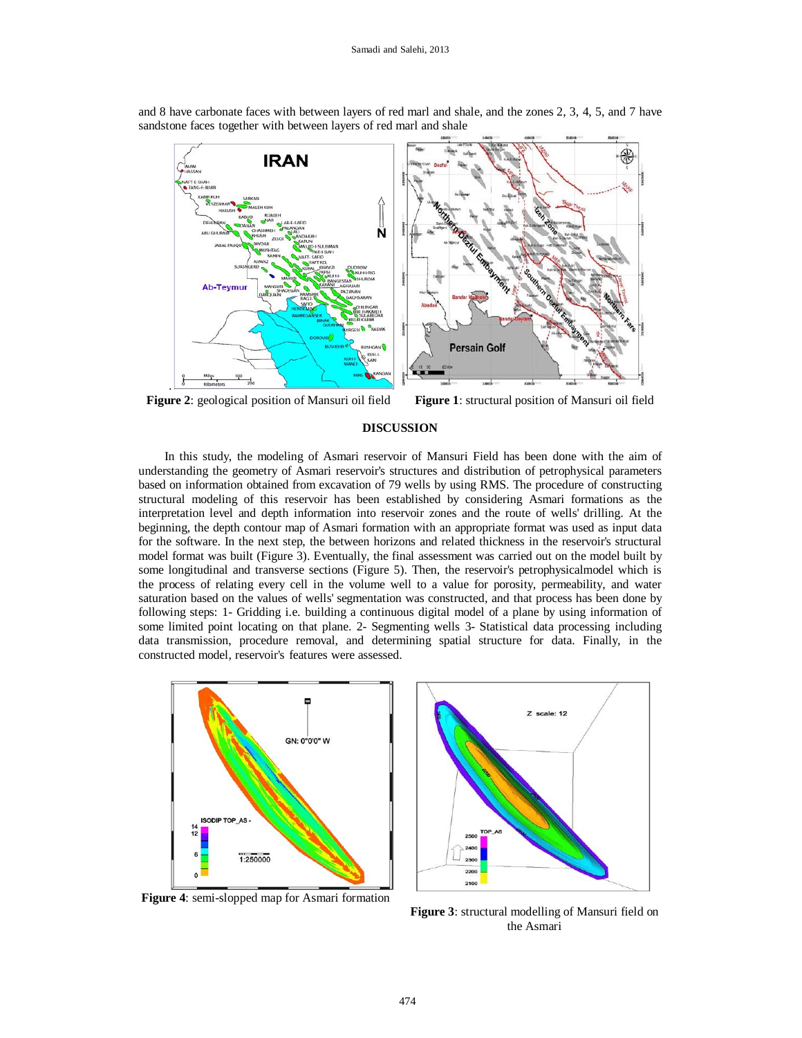and 8 have carbonate faces with between layers of red marl and shale, and the zones 2, 3, 4, 5, and 7 have sandstone faces together with between layers of red marl and shale

**Figure 2**: geological position of Mansuri oil field

**Figure 1**: structural position of Mansuri oil field

## DISCUSSION

In this study, the modeling of Asmari reservoir of Mansuri Field has been done with the aim of understanding the geometry of Asmari reservoir's structures and distribution of petrophysical parameters based on information obtained from excavation of 79 wells by using RMS. The procedure of constructing structural modeling of this reservoir has been established by considering Asmari formations as the interpretation level and depth information into reservoir zones and the route of wells' drilling. At the beginning, the depth contour map of Asmari formation with an appropriate format was used as input data for the software. In the next step, the between horizons and related thickness in the reservoir's structural model format was built (Figure 3). Eventually, the final assessment was carried out on the model built by some longitudinal and transverse sections (Figure 5). Then, the reservoir's petrophysicalmodel which is the process of relating every cell in the volume well to a value for porosity, permeability, and water saturation based on the values of wells' segmentation was constructed, and that process has been done by following steps: 1- Gridding i.e. building a continuous digital model of a plane by using information of some limited point locating on that plane. 2- Segmenting wells 3- Statistical data processing including data transmission, procedure removal, and determining spatial structure for data. Finally, in the constructed model, reservoir's features were assessed.

**Figure 4**: semi-slopped map for Asmari formation

**Figure 3**: structural modelling of Mansuri field on the Asmari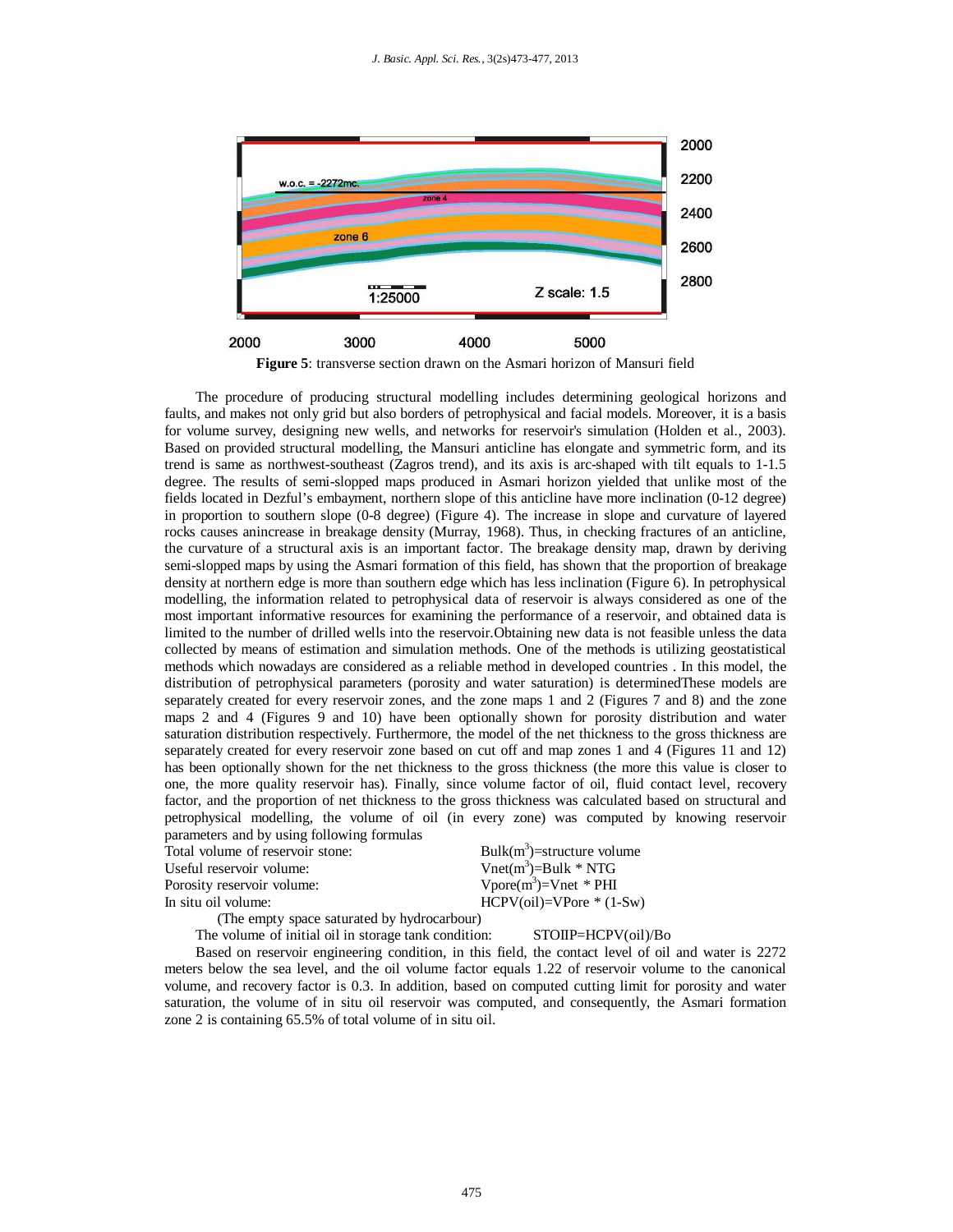**Figure 5**: transverse section drawn on the Asmari horizon of Mansuri field

The procedure of producing structural modelling includes determining geological horizons and faults, and makes not only grid but also borders of petrophysical and facial models. Moreover, it is a basis for volume survey, designing new wells, and networks for reservoir's simulation (Holden et al., 2003). Based on provided structural modelling, the Mansuri anticline has elongate and symmetric form, and its trend is same as northwest-southeast (Zagros trend), and its axis is arc-shaped with tilt equals to 1-1.5 degree. The results of semi-slopped maps produced in Asmari horizon yielded that unlike most of the fields located in Dezful's embayment, northern slope of this anticline have more inclination (0-12 degree) in proportion to southern slope (0-8 degree) (Figure 4). The increase in slope and curvature of layered rocks causes anincrease in breakage density (Murray, 1968). Thus, in checking fractures of an anticline, the curvature of a structural axis is an important factor. The breakage density map, drawn by deriving semi-slopped maps by using the Asmari formation of this field, has shown that the proportion of breakage density at northern edge is more than southern edge which has less inclination (Figure 6). In petrophysical modelling, the information related to petrophysical data of reservoir is always considered as one of the most important informative resources for examining the performance of a reservoir, and obtained data is limited to the number of drilled wells into the reservoir.Obtaining new data is not feasible unless the data collected by means of estimation and simulation methods. One of the methods is utilizing geostatistical methods which nowadays are considered as a reliable method in developed countries . In this model, the distribution of petrophysical parameters (porosity and water saturation) is determinedThese models are separately created for every reservoir zones, and the zone maps 1 and 2 (Figures 7 and 8) and the zone maps 2 and 4 (Figures 9 and 10) have been optionally shown for porosity distribution and water saturation distribution respectively. Furthermore, the model of the net thickness to the gross thickness are separately created for every reservoir zone based on cut off and map zones 1 and 4 (Figures 11 and 12) has been optionally shown for the net thickness to the gross thickness (the more this value is closer to one, the more quality reservoir has). Finally, since volume factor of oil, fluid contact level, recovery factor, and the proportion of net thickness to the gross thickness was calculated based on structural and petrophysical modelling, the volume of oil (in every zone) was computed by knowing reservoir parameters and by using following formulas

| | |
|---|---|
| Total volume of reservoir stone: | Bulk($m^3$)=structure volume |
| Useful reservoir volume: | Vnet($m^3$)=Bulk * NTG |
| Porosity reservoir volume: | Vpore($m^3$)=Vnet * PHI |
| In situ oil volume: | HCPV(oil)=VPore * (1-Sw) |

(The empty space saturated by hydrocarbour)

The volume of initial oil in storage tank condition: STOIIP=HCPV(oil)/Bo

Based on reservoir engineering condition, in this field, the contact level of oil and water is 2272 meters below the sea level, and the oil volume factor equals 1.22 of reservoir volume to the canonical volume, and recovery factor is 0.3. In addition, based on computed cutting limit for porosity and water saturation, the volume of in situ oil reservoir was computed, and consequently, the Asmari formation zone 2 is containing 65.5% of total volume of in situ oil.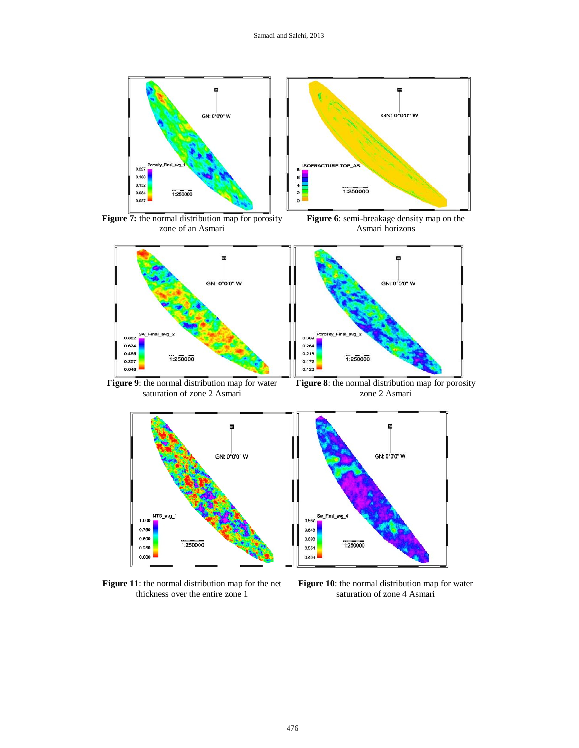**Figure 7:** the normal distribution map for porosity zone of an Asmari

**Figure 6**: semi-breakage density map on the Asmari horizons

**Figure 9**: the normal distribution map for water saturation of zone 2 Asmari

**Figure 8**: the normal distribution map for porosity zone 2 Asmari

**Figure 11**: the normal distribution map for the net thickness over the entire zone 1

**Figure 10**: the normal distribution map for water saturation of zone 4 Asmari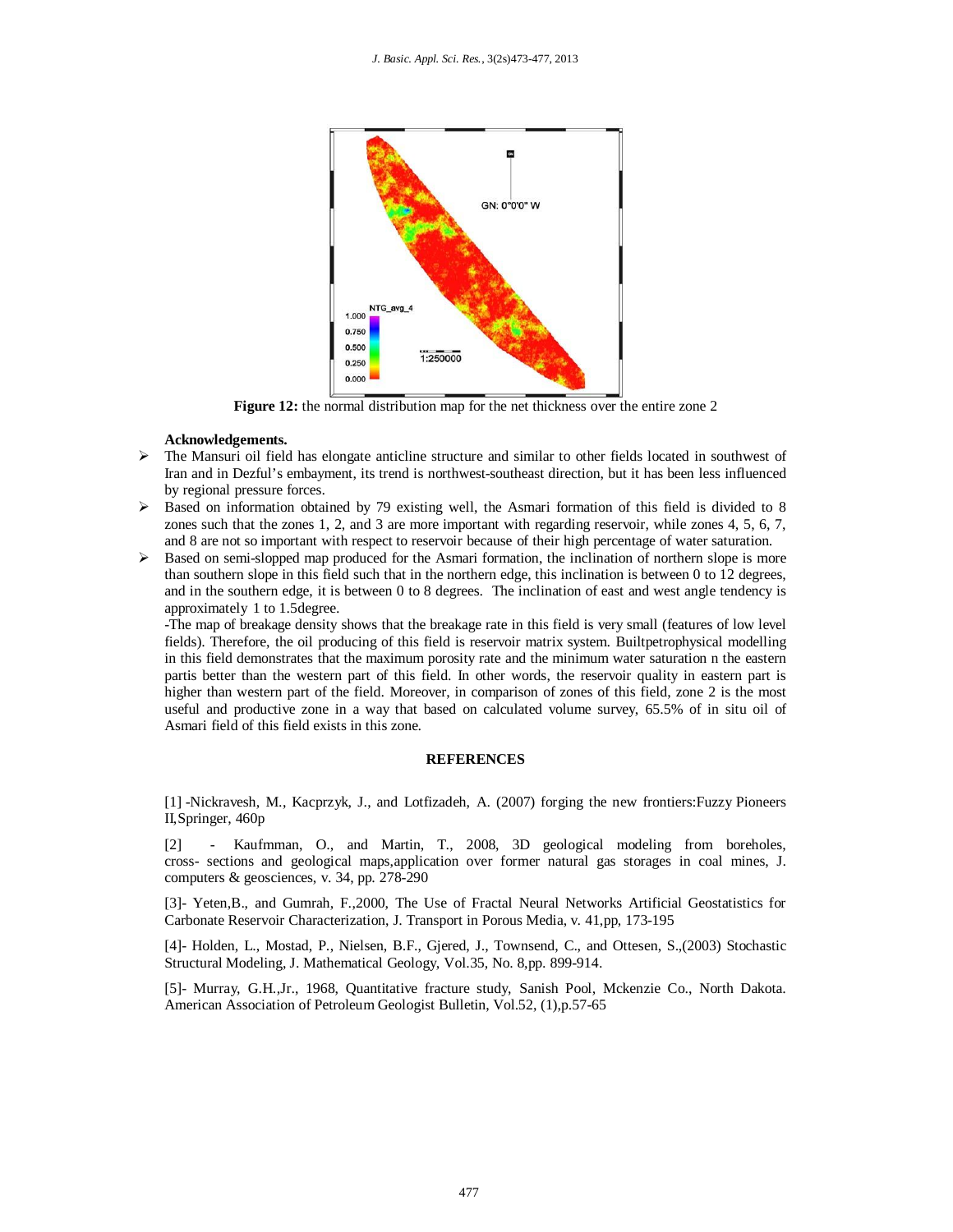GN: 0°0'0" W

NTG_avg_4

1.000

0.750

0.500

0.250

0.000

1:250000

**Figure 12:** the normal distribution map for the net thickness over the entire zone 2

**Acknowledgements.**

- The Mansuri oil field has elongate anticline structure and similar to other fields located in southwest of Iran and in Dezful's embayment, its trend is northwest-southeast direction, but it has been less influenced by regional pressure forces.
- Based on information obtained by 79 existing well, the Asmari formation of this field is divided to 8 zones such that the zones 1, 2, and 3 are more important with regarding reservoir, while zones 4, 5, 6, 7, and 8 are not so important with respect to reservoir because of their high percentage of water saturation.
- Based on semi-slopped map produced for the Asmari formation, the inclination of northern slope is more than southern slope in this field such that in the northern edge, this inclination is between 0 to 12 degrees, and in the southern edge, it is between 0 to 8 degrees. The inclination of east and west angle tendency is approximately 1 to 1.5degree.

  -The map of breakage density shows that the breakage rate in this field is very small (features of low level fields). Therefore, the oil producing of this field is reservoir matrix system. Builtpetrophysical modelling in this field demonstrates that the maximum porosity rate and the minimum water saturation n the eastern partis better than the western part of this field. In other words, the reservoir quality in eastern part is higher than western part of the field. Moreover, in comparison of zones of this field, zone 2 is the most useful and productive zone in a way that based on calculated volume survey, 65.5% of in situ oil of Asmari field of this field exists in this zone.

## REFERENCES

[1] -Nickravesh, M., Kacprzyk, J., and Lotfizadeh, A. (2007) forging the new frontiers:Fuzzy Pioneers II,Springer, 460p

[2] - Kaufmman, O., and Martin, T., 2008, 3D geological modeling from boreholes, cross- sections and geological maps,application over former natural gas storages in coal mines, J. computers & geosciences, v. 34, pp. 278-290

[3]- Yeten,B., and Gumrah, F.,2000, The Use of Fractal Neural Networks Artificial Geostatistics for Carbonate Reservoir Characterization, J. Transport in Porous Media, v. 41,pp, 173-195

[4]- Holden, L., Mostad, P., Nielsen, B.F., Gjered, J., Townsend, C., and Ottesen, S.,(2003) Stochastic Structural Modeling, J. Mathematical Geology, Vol.35, No. 8,pp. 899-914.

[5]- Murray, G.H.,Jr., 1968, Quantitative fracture study, Sanish Pool, Mckenzie Co., North Dakota. American Association of Petroleum Geologist Bulletin, Vol.52, (1),p.57-65